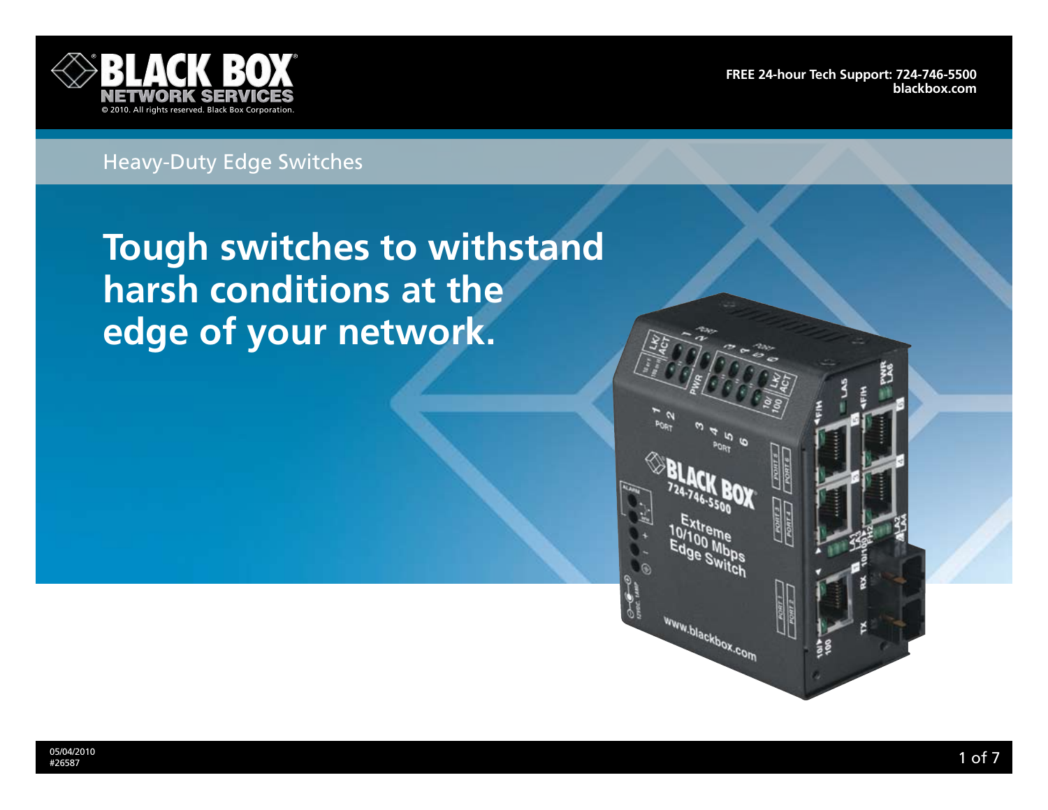BLACK BOX NETWORK SERVICES

© 2010. All rights reserved. Black Box Corporation.

FREE 24-hour Tech Support: 724-746-5500
blackbox.com

Heavy-Duty Edge Switches

# Tough switches to withstand harsh conditions at the edge of your network.

05/04/2010
#26587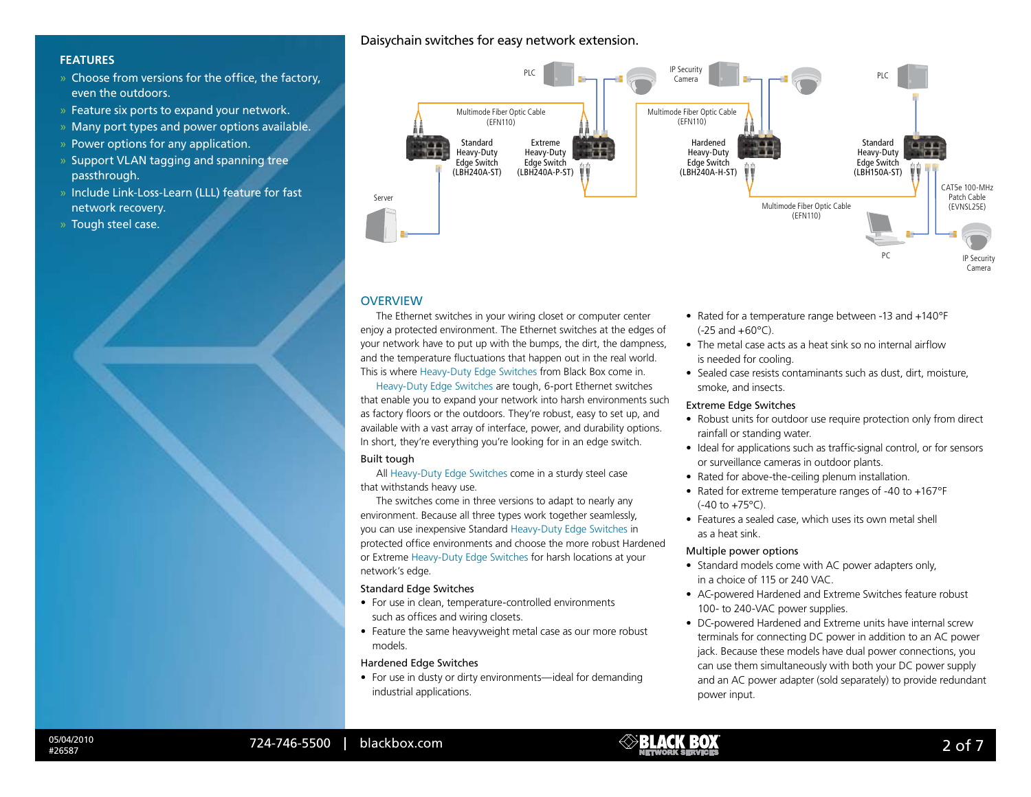## FEATURES

- Choose from versions for the office, the factory, even the outdoors.
- Feature six ports to expand your network.
- Many port types and power options available.
- Power options for any application.
- Support VLAN tagging and spanning tree passthrough.
- Include Link-Loss-Learn (LLL) feature for fast network recovery.
- Tough steel case.

Daisychain switches for easy network extension.

PLC | IP Security Camera | PLC | Multimode Fiber Optic Cable (EFN110) | Multimode Fiber Optic Cable (EFN110) | Standard Heavy-Duty Edge Switch (LBH240A-ST) | Extreme Heavy-Duty Edge Switch (LBH240A-P-ST) | Hardened Heavy-Duty Edge Switch (LBH240A-H-ST) | Standard Heavy-Duty Edge Switch (LBH150A-ST) | Server | CAT5e 100-MHz Patch Cable (EVNSL25E) | Multimode Fiber Optic Cable (EFN110) | PC | IP Security Camera

## OVERVIEW

The Ethernet switches in your wiring closet or computer center enjoy a protected environment. The Ethernet switches at the edges of your network have to put up with the bumps, the dirt, the dampness, and the temperature fluctuations that happen out in the real world. This is where Heavy-Duty Edge Switches from Black Box come in.

Heavy-Duty Edge Switches are tough, 6-port Ethernet switches that enable you to expand your network into harsh environments such as factory floors or the outdoors. They're robust, easy to set up, and available with a vast array of interface, power, and durability options. In short, they're everything you're looking for in an edge switch.

### Built tough

All Heavy-Duty Edge Switches come in a sturdy steel case that withstands heavy use.

The switches come in three versions to adapt to nearly any environment. Because all three types work together seamlessly, you can use inexpensive Standard Heavy-Duty Edge Switches in protected office environments and choose the more robust Hardened or Extreme Heavy-Duty Edge Switches for harsh locations at your network's edge.

### Standard Edge Switches

- For use in clean, temperature-controlled environments such as offices and wiring closets.
- Feature the same heavyweight metal case as our more robust models.

### Hardened Edge Switches

- For use in dusty or dirty environments—ideal for demanding industrial applications.
- Rated for a temperature range between -13 and +140°F (-25 and +60°C).
- The metal case acts as a heat sink so no internal airflow is needed for cooling.
- Sealed case resists contaminants such as dust, dirt, moisture, smoke, and insects.

### Extreme Edge Switches

- Robust units for outdoor use require protection only from direct rainfall or standing water.
- Ideal for applications such as traffic-signal control, or for sensors or surveillance cameras in outdoor plants.
- Rated for above-the-ceiling plenum installation.
- Rated for extreme temperature ranges of -40 to +167°F (-40 to +75°C).
- Features a sealed case, which uses its own metal shell as a heat sink.

### Multiple power options

- Standard models come with AC power adapters only, in a choice of 115 or 240 VAC.
- AC-powered Hardened and Extreme Switches feature robust 100- to 240-VAC power supplies.
- DC-powered Hardened and Extreme units have internal screw terminals for connecting DC power in addition to an AC power jack. Because these models have dual power connections, you can use them simultaneously with both your DC power supply and an AC power adapter (sold separately) to provide redundant power input.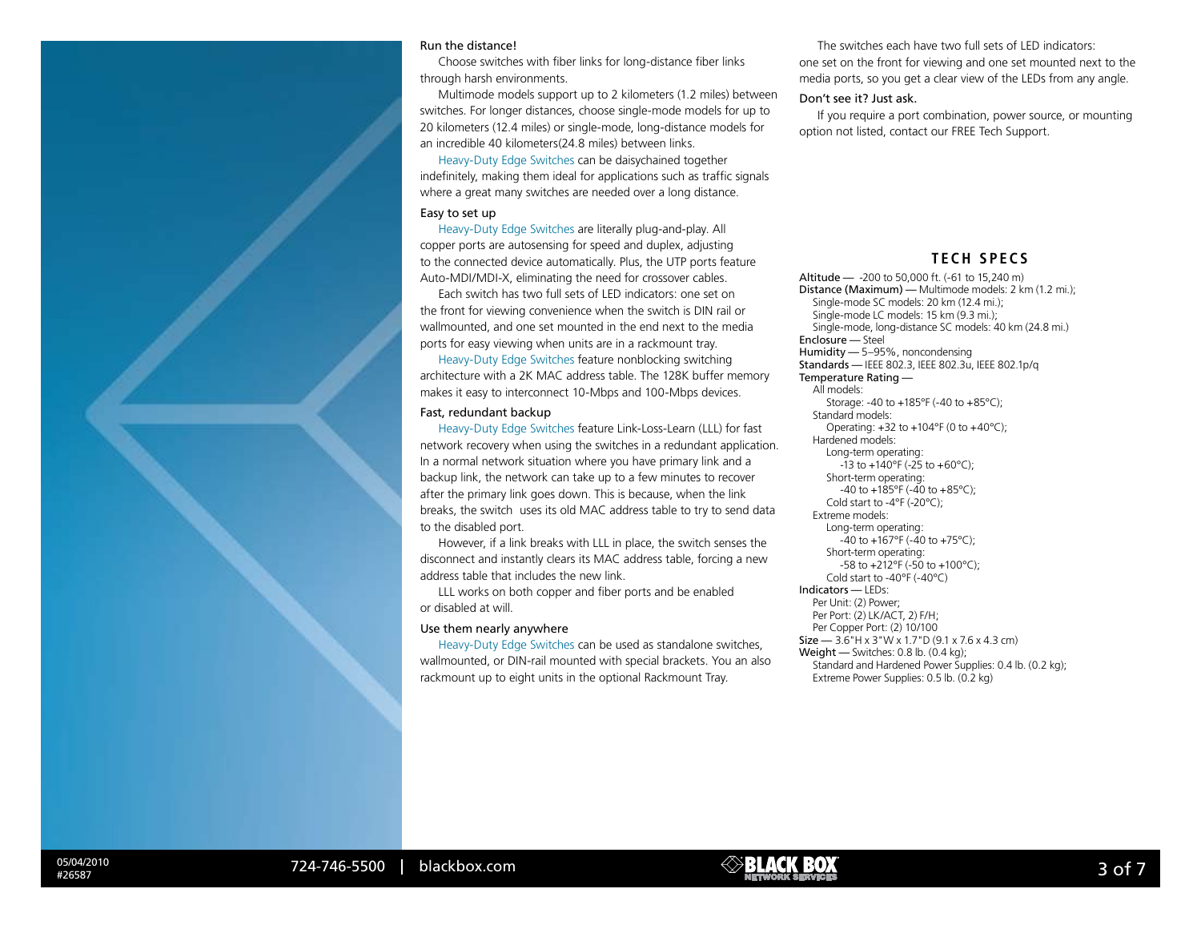### Run the distance!

Choose switches with fiber links for long-distance fiber links through harsh environments.

Multimode models support up to 2 kilometers (1.2 miles) between switches. For longer distances, choose single-mode models for up to 20 kilometers (12.4 miles) or single-mode, long-distance models for an incredible 40 kilometers(24.8 miles) between links.

Heavy-Duty Edge Switches can be daisychained together indefinitely, making them ideal for applications such as traffic signals where a great many switches are needed over a long distance.

### Easy to set up

Heavy-Duty Edge Switches are literally plug-and-play. All copper ports are autosensing for speed and duplex, adjusting to the connected device automatically. Plus, the UTP ports feature Auto-MDI/MDI-X, eliminating the need for crossover cables.

Each switch has two full sets of LED indicators: one set on the front for viewing convenience when the switch is DIN rail or wallmounted, and one set mounted in the end next to the media ports for easy viewing when units are in a rackmount tray.

Heavy-Duty Edge Switches feature nonblocking switching architecture with a 2K MAC address table. The 128K buffer memory makes it easy to interconnect 10-Mbps and 100-Mbps devices.

### Fast, redundant backup

Heavy-Duty Edge Switches feature Link-Loss-Learn (LLL) for fast network recovery when using the switches in a redundant application. In a normal network situation where you have primary link and a backup link, the network can take up to a few minutes to recover after the primary link goes down. This is because, when the link breaks, the switch uses its old MAC address table to try to send data to the disabled port.

However, if a link breaks with LLL in place, the switch senses the disconnect and instantly clears its MAC address table, forcing a new address table that includes the new link.

LLL works on both copper and fiber ports and be enabled or disabled at will.

### Use them nearly anywhere

Heavy-Duty Edge Switches can be used as standalone switches, wallmounted, or DIN-rail mounted with special brackets. You an also rackmount up to eight units in the optional Rackmount Tray.

The switches each have two full sets of LED indicators: one set on the front for viewing and one set mounted next to the media ports, so you get a clear view of the LEDs from any angle.

### Don't see it? Just ask.

If you require a port combination, power source, or mounting option not listed, contact our FREE Tech Support.

## TECH SPECS

**Altitude** — -200 to 50,000 ft. (-61 to 15,240 m)

**Distance (Maximum)** — Multimode models: 2 km (1.2 mi.);
Single-mode SC models: 20 km (12.4 mi.);
Single-mode LC models: 15 km (9.3 mi.);
Single-mode, long-distance SC models: 40 km (24.8 mi.)

**Enclosure** — Steel

**Humidity** — 5–95%, noncondensing

**Standards** — IEEE 802.3, IEEE 802.3u, IEEE 802.1p/q

**Temperature Rating** —
- All models:
  - Storage: -40 to +185°F (-40 to +85°C);
- Standard models:
  - Operating: +32 to +104°F (0 to +40°C);
- Hardened models:
  - Long-term operating:
    - -13 to +140°F (-25 to +60°C);
  - Short-term operating:
    - -40 to +185°F (-40 to +85°C);
  - Cold start to -4°F (-20°C);
- Extreme models:
  - Long-term operating:
    - -40 to +167°F (-40 to +75°C);
  - Short-term operating:
    - -58 to +212°F (-50 to +100°C);
  - Cold start to -40°F (-40°C)

**Indicators** — LEDs:
Per Unit: (2) Power;
Per Port: (2) LK/ACT, 2) F/H;
Per Copper Port: (2) 10/100

**Size** — 3.6"H x 3"W x 1.7"D (9.1 x 7.6 x 4.3 cm)

**Weight** — Switches: 0.8 lb. (0.4 kg);
Standard and Hardened Power Supplies: 0.4 lb. (0.2 kg);
Extreme Power Supplies: 0.5 lb. (0.2 kg)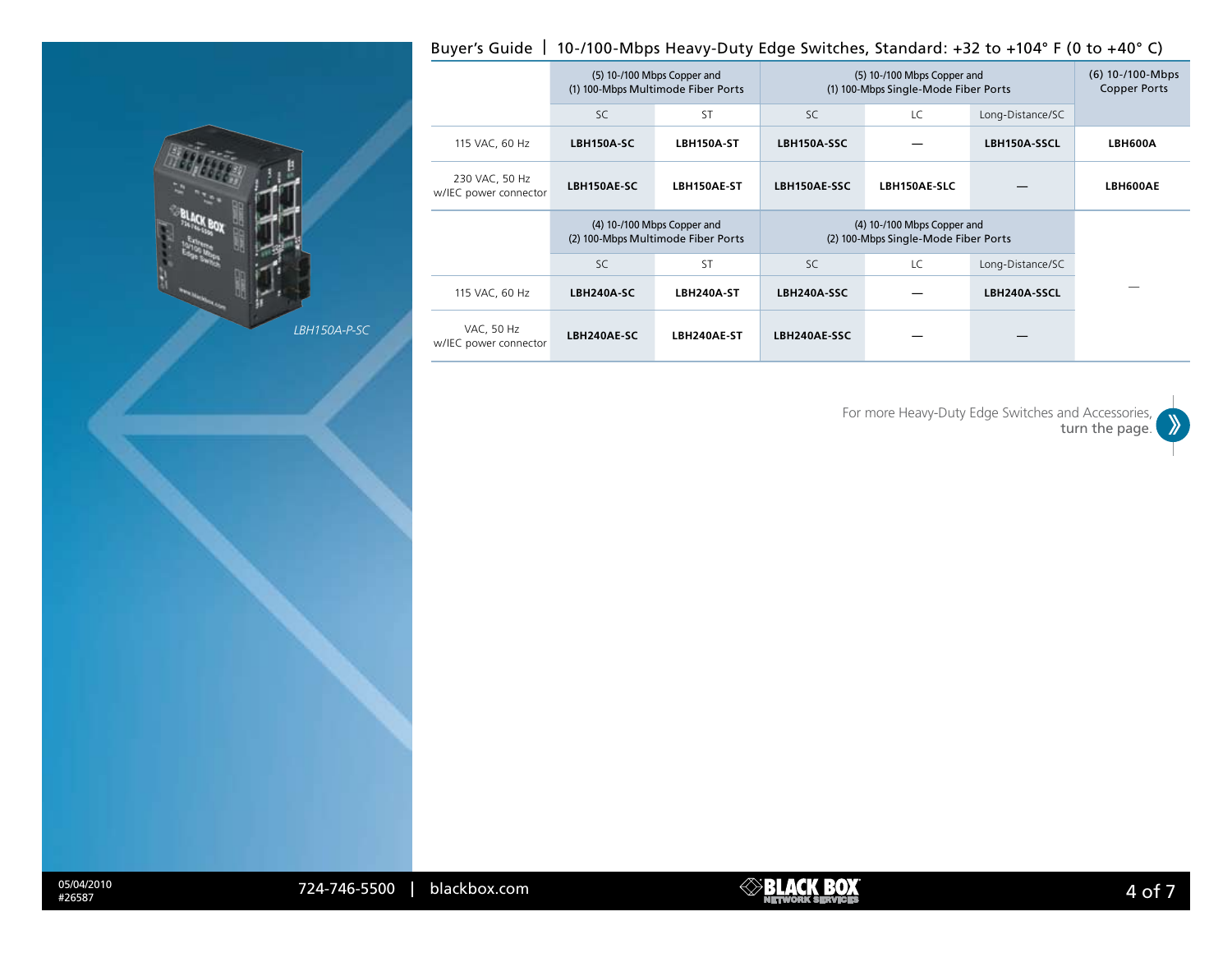## Buyer's Guide | 10-/100-Mbps Heavy-Duty Edge Switches, Standard: +32 to +104° F (0 to +40° C)

LBH150A-P-SC

| | (5) 10-/100 Mbps Copper and (1) 100-Mbps Multimode Fiber Ports | | (5) 10-/100 Mbps Copper and (1) 100-Mbps Single-Mode Fiber Ports | | | (6) 10-/100-Mbps Copper Ports |
|---|---|---|---|---|---|---|
| | SC | ST | SC | LC | Long-Distance/SC | |
| 115 VAC, 60 Hz | **LBH150A-SC** | **LBH150A-ST** | **LBH150A-SSC** | — | **LBH150A-SSCL** | **LBH600A** |
| 230 VAC, 50 Hz w/IEC power connector | **LBH150AE-SC** | **LBH150AE-ST** | **LBH150AE-SSC** | **LBH150AE-SLC** | — | **LBH600AE** |
| | (4) 10-/100 Mbps Copper and (2) 100-Mbps Multimode Fiber Ports | | (4) 10-/100 Mbps Copper and (2) 100-Mbps Single-Mode Fiber Ports | | | |
| | SC | ST | SC | LC | Long-Distance/SC | |
| 115 VAC, 60 Hz | **LBH240A-SC** | **LBH240A-ST** | **LBH240A-SSC** | — | **LBH240A-SSCL** | — |
| VAC, 50 Hz w/IEC power connector | **LBH240AE-SC** | **LBH240AE-ST** | **LBH240AE-SSC** | — | — | |

For more Heavy-Duty Edge Switches and Accessories, turn the page.

05/04/2010
#26587

724-746-5500 | blackbox.com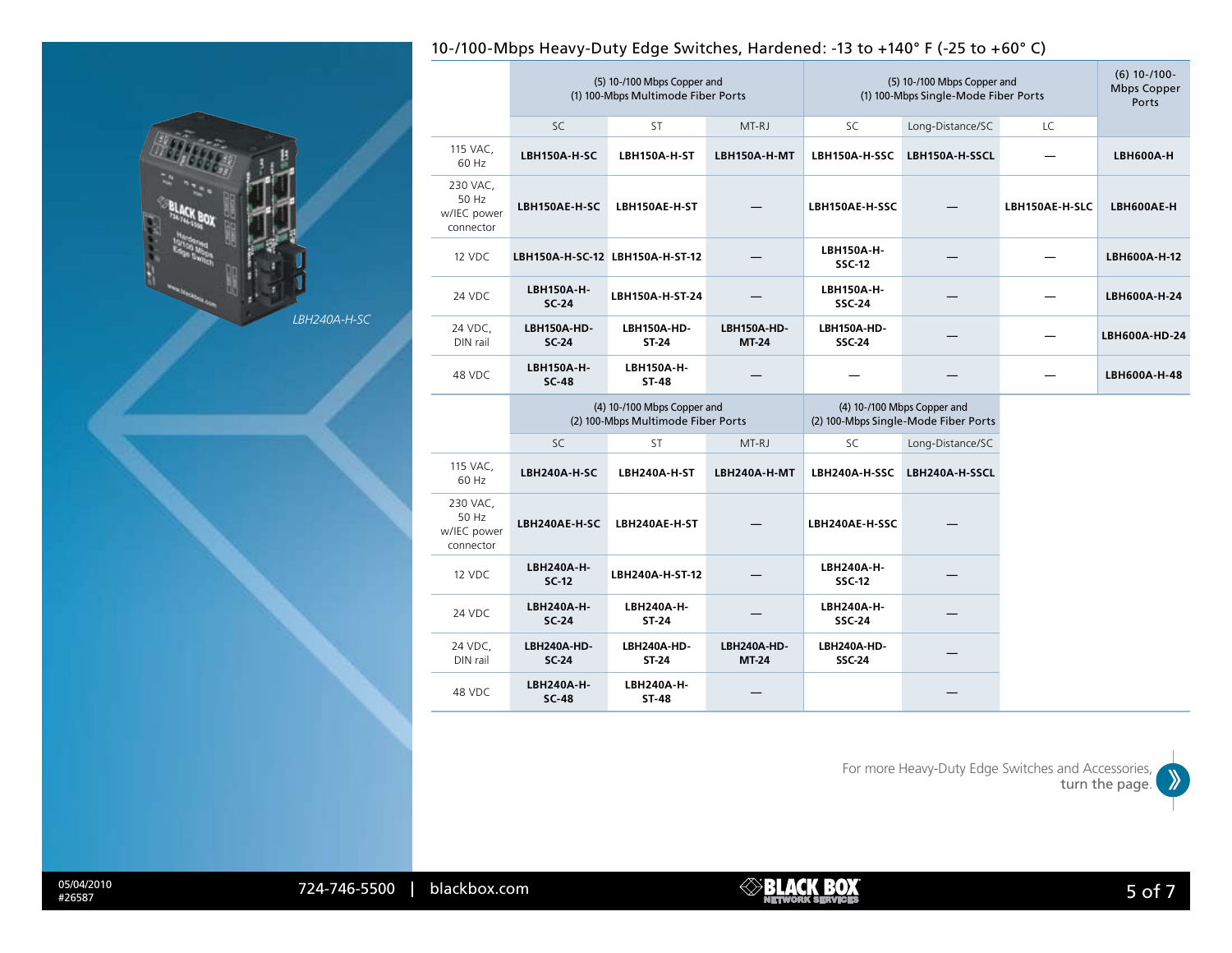LBH240A-H-SC

## 10-/100-Mbps Heavy-Duty Edge Switches, Hardened: -13 to +140° F (-25 to +60° C)

| | (5) 10-/100 Mbps Copper and (1) 100-Mbps Multimode Fiber Ports | | | (5) 10-/100 Mbps Copper and (1) 100-Mbps Single-Mode Fiber Ports | | | (6) 10-/100-Mbps Copper Ports |
|---|---|---|---|---|---|---|---|
| | SC | ST | MT-RJ | SC | Long-Distance/SC | LC | |
| 115 VAC, 60 Hz | LBH150A-H-SC | LBH150A-H-ST | LBH150A-H-MT | LBH150A-H-SSC | LBH150A-H-SSCL | — | LBH600A-H |
| 230 VAC, 50 Hz w/IEC power connector | LBH150AE-H-SC | LBH150AE-H-ST | — | LBH150AE-H-SSC | — | LBH150AE-H-SLC | LBH600AE-H |
| 12 VDC | LBH150A-H-SC-12 | LBH150A-H-ST-12 | — | LBH150A-H-SSC-12 | — | — | LBH600A-H-12 |
| 24 VDC | LBH150A-H-SC-24 | LBH150A-H-ST-24 | — | LBH150A-H-SSC-24 | — | — | LBH600A-H-24 |
| 24 VDC, DIN rail | LBH150A-HD-SC-24 | LBH150A-HD-ST-24 | LBH150A-HD-MT-24 | LBH150A-HD-SSC-24 | — | — | LBH600A-HD-24 |
| 48 VDC | LBH150A-H-SC-48 | LBH150A-H-ST-48 | — | — | — | — | LBH600A-H-48 |

| | (4) 10-/100 Mbps Copper and (2) 100-Mbps Multimode Fiber Ports | | | (4) 10-/100 Mbps Copper and (2) 100-Mbps Single-Mode Fiber Ports | |
|---|---|---|---|---|---|
| | SC | ST | MT-RJ | SC | Long-Distance/SC |
| 115 VAC, 60 Hz | LBH240A-H-SC | LBH240A-H-ST | LBH240A-H-MT | LBH240A-H-SSC | LBH240A-H-SSCL |
| 230 VAC, 50 Hz w/IEC power connector | LBH240AE-H-SC | LBH240AE-H-ST | — | LBH240AE-H-SSC | — |
| 12 VDC | LBH240A-H-SC-12 | LBH240A-H-ST-12 | — | LBH240A-H-SSC-12 | — |
| 24 VDC | LBH240A-H-SC-24 | LBH240A-H-ST-24 | — | LBH240A-H-SSC-24 | — |
| 24 VDC, DIN rail | LBH240A-HD-SC-24 | LBH240A-HD-ST-24 | LBH240A-HD-MT-24 | LBH240A-HD-SSC-24 | — |
| 48 VDC | LBH240A-H-SC-48 | LBH240A-H-ST-48 | — | | — |

For more Heavy-Duty Edge Switches and Accessories, turn the page.

05/04/2010
#26587

724-746-5500 | blackbox.com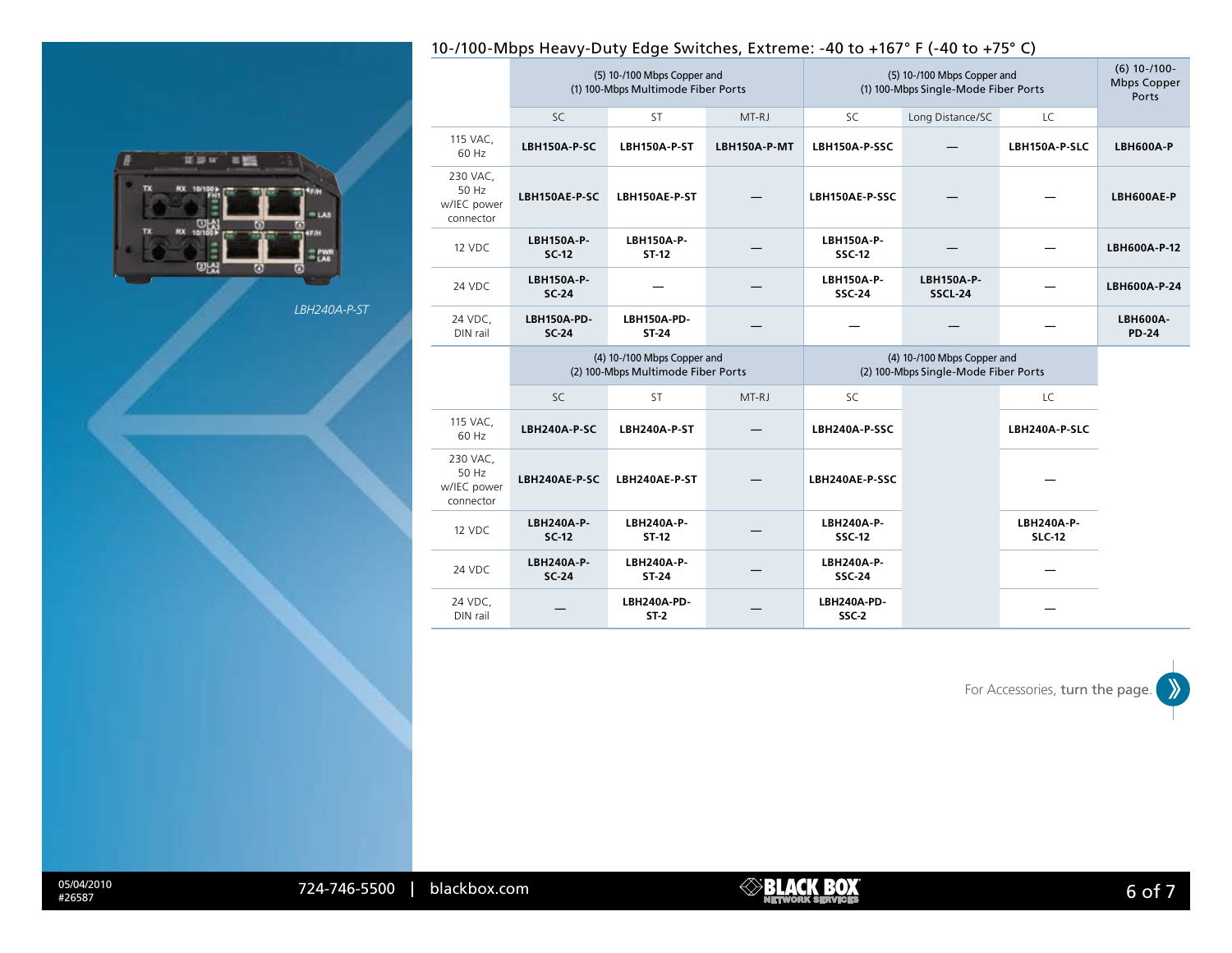## 10-/100-Mbps Heavy-Duty Edge Switches, Extreme: -40 to +167° F (-40 to +75° C)

LBH240A-P-ST

| | (5) 10-/100 Mbps Copper and (1) 100-Mbps Multimode Fiber Ports | | | (5) 10-/100 Mbps Copper and (1) 100-Mbps Single-Mode Fiber Ports | | | (6) 10-/100-Mbps Copper Ports |
|---|---|---|---|---|---|---|---|
| | SC | ST | MT-RJ | SC | Long Distance/SC | LC | |
| 115 VAC, 60 Hz | LBH150A-P-SC | LBH150A-P-ST | LBH150A-P-MT | LBH150A-P-SSC | — | LBH150A-P-SLC | LBH600A-P |
| 230 VAC, 50 Hz w/IEC power connector | LBH150AE-P-SC | LBH150AE-P-ST | — | LBH150AE-P-SSC | — | — | LBH600AE-P |
| 12 VDC | LBH150A-P-SC-12 | LBH150A-P-ST-12 | — | LBH150A-P-SSC-12 | — | — | LBH600A-P-12 |
| 24 VDC | LBH150A-P-SC-24 | — | — | LBH150A-P-SSC-24 | LBH150A-P-SSCL-24 | — | LBH600A-P-24 |
| 24 VDC, DIN rail | LBH150A-PD-SC-24 | LBH150A-PD-ST-24 | — | — | — | — | LBH600A-PD-24 |

| | (4) 10-/100 Mbps Copper and (2) 100-Mbps Multimode Fiber Ports | | | (4) 10-/100 Mbps Copper and (2) 100-Mbps Single-Mode Fiber Ports | |
|---|---|---|---|---|---|
| | SC | ST | MT-RJ | SC | LC |
| 115 VAC, 60 Hz | LBH240A-P-SC | LBH240A-P-ST | — | LBH240A-P-SSC | LBH240A-P-SLC |
| 230 VAC, 50 Hz w/IEC power connector | LBH240AE-P-SC | LBH240AE-P-ST | — | LBH240AE-P-SSC | — |
| 12 VDC | LBH240A-P-SC-12 | LBH240A-P-ST-12 | — | LBH240A-P-SSC-12 | LBH240A-P-SLC-12 |
| 24 VDC | LBH240A-P-SC-24 | LBH240A-P-ST-24 | — | LBH240A-P-SSC-24 | — |
| 24 VDC, DIN rail | — | LBH240A-PD-ST-2 | — | LBH240A-PD-SSC-2 | — |

For Accessories, turn the page.

05/04/2010
#26587

724-746-5500 | blackbox.com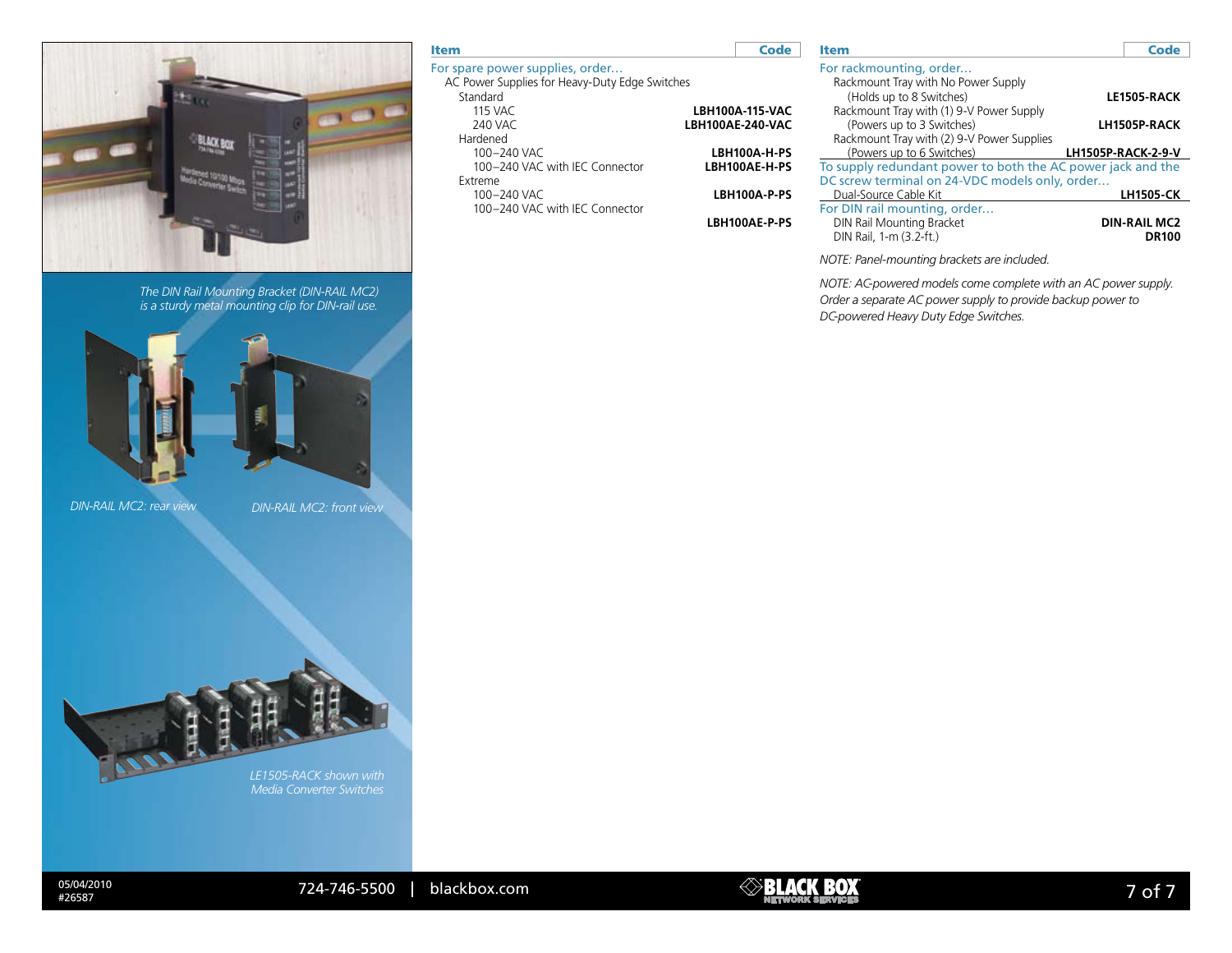*The DIN Rail Mounting Bracket (DIN-RAIL MC2) is a sturdy metal mounting clip for DIN-rail use.*

*DIN-RAIL MC2: rear view*

*DIN-RAIL MC2: front view*

*LE1505-RACK shown with Media Converter Switches*

| Item | Code |
|---|---|
| For spare power supplies, order… | |
| AC Power Supplies for Heavy-Duty Edge Switches | |
| Standard | |
| 115 VAC | **LBH100A-115-VAC** |
| 240 VAC | **LBH100AE-240-VAC** |
| Hardened | |
| 100–240 VAC | **LBH100A-H-PS** |
| 100–240 VAC with IEC Connector | **LBH100AE-H-PS** |
| Extreme | |
| 100–240 VAC | **LBH100A-P-PS** |
| 100–240 VAC with IEC Connector | **LBH100AE-P-PS** |

| Item | Code |
|---|---|
| For rackmounting, order… | |
| Rackmount Tray with No Power Supply (Holds up to 8 Switches) | **LE1505-RACK** |
| Rackmount Tray with (1) 9-V Power Supply (Powers up to 3 Switches) | **LH1505P-RACK** |
| Rackmount Tray with (2) 9-V Power Supplies (Powers up to 6 Switches) | **LH1505P-RACK-2-9-V** |
| To supply redundant power to both the AC power jack and the DC screw terminal on 24-VDC models only, order… | |
| Dual-Source Cable Kit | **LH1505-CK** |
| For DIN rail mounting, order… | |
| DIN Rail Mounting Bracket | **DIN-RAIL MC2** |
| DIN Rail, 1-m (3.2-ft.) | **DR100** |

*NOTE: Panel-mounting brackets are included.*

*NOTE: AC-powered models come complete with an AC power supply. Order a separate AC power supply to provide backup power to DC-powered Heavy Duty Edge Switches.*

05/04/2010
#26587

724-746-5500 | blackbox.com